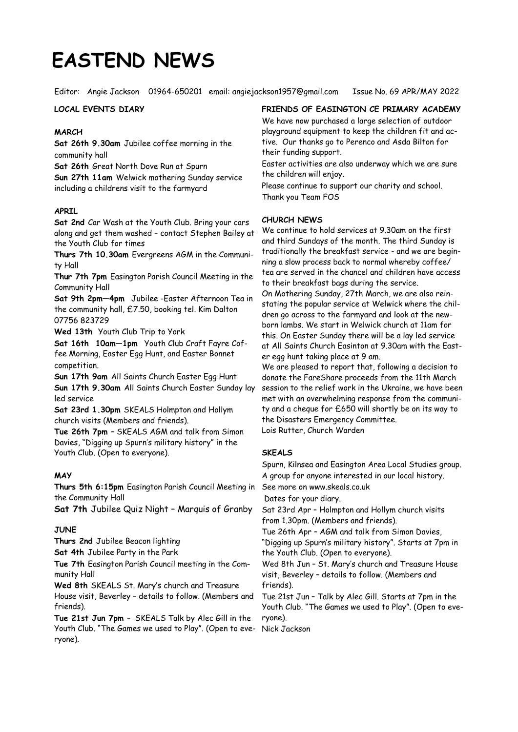# EASTEND NEWS

Editor: Angie Jackson 01964-650201 email: angiejackson1957@gmail.com Issue No. 69 APR/MAY 2022

## LOCAL EVENTS DIARY

### MARCH

**Sat 26th 9.30am** Jubilee coffee morning in the community hall

**Sat 26th** Great North Dove Run at Spurn

**Sun 27th 11am** Welwick mothering Sunday service including a childrens visit to the farmyard

### APRIL

**Sat 2nd** Car Wash at the Youth Club. Bring your cars along and get them washed – contact Stephen Bailey at the Youth Club for times

**Thurs 7th 10.30am** Evergreens AGM in the Community Hall

**Thur 7th 7pm** Easington Parish Council Meeting in the Community Hall

**Sat 9th 2pm—4pm** Jubilee -Easter Afternoon Tea in the community hall, £7.50, booking tel. Kim Dalton 07756 823729

**Wed 13th** Youth Club Trip to York

**Sat 16th 10am—1pm** Youth Club Craft Fayre Coffee Morning, Easter Egg Hunt, and Easter Bonnet competition.

**Sun 17th 9am** All Saints Church Easter Egg Hunt

**Sun 17th 9.30am** All Saints Church Easter Sunday lay led service

**Sat 23rd 1.30pm** SKEALS Holmpton and Hollym church visits (Members and friends).

**Tue 26th 7pm** – SKEALS AGM and talk from Simon Davies, "Digging up Spurn's military history" in the Youth Club. (Open to everyone).

### MAY

**Thurs 5th 6:15pm** Easington Parish Council Meeting in the Community Hall

**Sat 7th** Jubilee Quiz Night – Marquis of Granby

### JUNE

**Thurs 2nd** Jubilee Beacon lighting

**Sat 4th** Jubilee Party in the Park

**Tue 7th** Easington Parish Council meeting in the Community Hall

**Wed 8th** SKEALS St. Mary's church and Treasure House visit, Beverley – details to follow. (Members and friends).

**Tue 21st Jun 7pm** – SKEALS Talk by Alec Gill in the Youth Club. "The Games we used to Play". (Open to everyone).

## FRIENDS OF EASINGTON CE PRIMARY ACADEMY

We have now purchased a large selection of outdoor playground equipment to keep the children fit and active. Our thanks go to Perenco and Asda Bilton for their funding support.

Easter activities are also underway which we are sure the children will enjoy.

Please continue to support our charity and school.

Thank you Team FOS

## CHURCH NEWS

We continue to hold services at 9.30am on the first and third Sundays of the month. The third Sunday is traditionally the breakfast service - and we are beginning a slow process back to normal whereby coffee/ tea are served in the chancel and children have access to their breakfast bags during the service.

On Mothering Sunday, 27th March, we are also reinstating the popular service at Welwick where the children go across to the farmyard and look at the newborn lambs. We start in Welwick church at 11am for this. On Easter Sunday there will be a lay led service at All Saints Church Easinton at 9.30am with the Easter egg hunt taking place at 9 am.

We are pleased to report that, following a decision to donate the FareShare proceeds from the 11th March session to the relief work in the Ukraine, we have been met with an overwhelming response from the community and a cheque for £650 will shortly be on its way to the Disasters Emergency Committee.

Lois Rutter, Church Warden

## SKEALS

Spurn, Kilnsea and Easington Area Local Studies group. A group for anyone interested in our local history. See more on www.skeals.co.uk

Dates for your diary.

Sat 23rd Apr – Holmpton and Hollym church visits from 1.30pm. (Members and friends).

Tue 26th Apr – AGM and talk from Simon Davies, "Digging up Spurn's military history". Starts at 7pm in the Youth Club. (Open to everyone).

Wed 8th Jun – St. Mary's church and Treasure House visit, Beverley – details to follow. (Members and friends).

Tue 21st Jun – Talk by Alec Gill. Starts at 7pm in the Youth Club. "The Games we used to Play". (Open to everyone).

Nick Jackson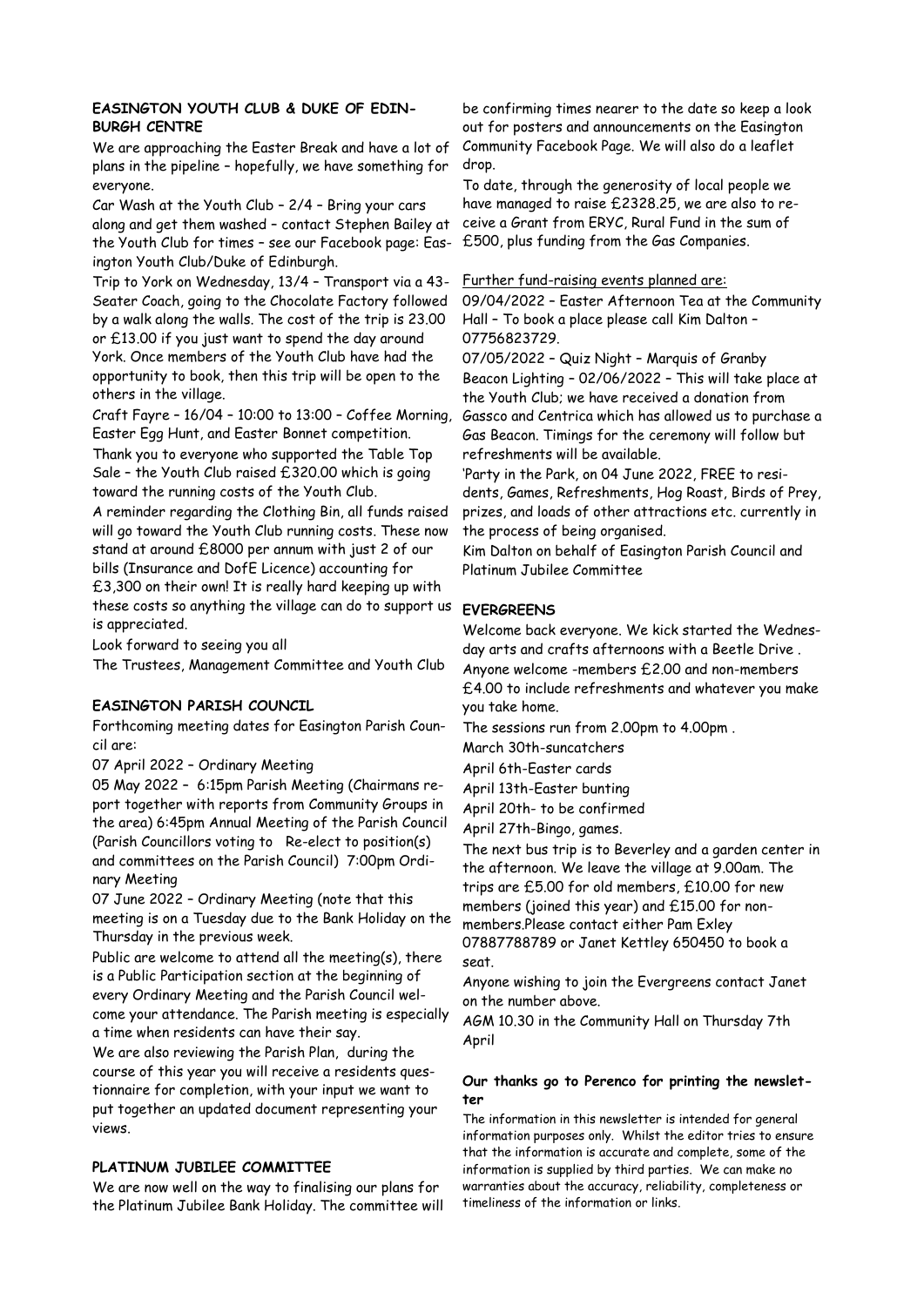### EASINGTON YOUTH CLUB & DUKE OF EDINBURGH CENTRE

We are approaching the Easter Break and have a lot of plans in the pipeline – hopefully, we have something for everyone.

Car Wash at the Youth Club – 2/4 – Bring your cars along and get them washed – contact Stephen Bailey at the Youth Club for times – see our Facebook page: Easington Youth Club/Duke of Edinburgh.

Trip to York on Wednesday, 13/4 – Transport via a 43-Seater Coach, going to the Chocolate Factory followed by a walk along the walls. The cost of the trip is 23.00 or £13.00 if you just want to spend the day around York. Once members of the Youth Club have had the opportunity to book, then this trip will be open to the others in the village.

Craft Fayre – 16/04 – 10:00 to 13:00 – Coffee Morning, Easter Egg Hunt, and Easter Bonnet competition.

Thank you to everyone who supported the Table Top Sale – the Youth Club raised £320.00 which is going toward the running costs of the Youth Club.

A reminder regarding the Clothing Bin, all funds raised will go toward the Youth Club running costs. These now stand at around £8000 per annum with just 2 of our bills (Insurance and DofE Licence) accounting for £3,300 on their own! It is really hard keeping up with these costs so anything the village can do to support us is appreciated.

Look forward to seeing you all

The Trustees, Management Committee and Youth Club

### EASINGTON PARISH COUNCIL

Forthcoming meeting dates for Easington Parish Council are:

07 April 2022 – Ordinary Meeting

05 May 2022 – 6:15pm Parish Meeting (Chairmans report together with reports from Community Groups in the area) 6:45pm Annual Meeting of the Parish Council (Parish Councillors voting to Re-elect to position(s) and committees on the Parish Council) 7:00pm Ordinary Meeting

07 June 2022 – Ordinary Meeting (note that this meeting is on a Tuesday due to the Bank Holiday on the Thursday in the previous week.

Public are welcome to attend all the meeting(s), there is a Public Participation section at the beginning of every Ordinary Meeting and the Parish Council welcome your attendance. The Parish meeting is especially a time when residents can have their say.

We are also reviewing the Parish Plan, during the course of this year you will receive a residents questionnaire for completion, with your input we want to put together an updated document representing your views.

### PLATINUM JUBILEE COMMITTEE

We are now well on the way to finalising our plans for the Platinum Jubilee Bank Holiday. The committee will be confirming times nearer to the date so keep a look out for posters and announcements on the Easington Community Facebook Page. We will also do a leaflet drop.

To date, through the generosity of local people we have managed to raise £2328.25, we are also to receive a Grant from ERYC, Rural Fund in the sum of £500, plus funding from the Gas Companies.

Further fund-raising events planned are:

09/04/2022 – Easter Afternoon Tea at the Community Hall – To book a place please call Kim Dalton – 07756823729.

07/05/2022 – Quiz Night – Marquis of Granby

Beacon Lighting – 02/06/2022 – This will take place at the Youth Club; we have received a donation from Gassco and Centrica which has allowed us to purchase a Gas Beacon. Timings for the ceremony will follow but refreshments will be available.

'Party in the Park, on 04 June 2022, FREE to residents, Games, Refreshments, Hog Roast, Birds of Prey, prizes, and loads of other attractions etc. currently in the process of being organised.

Kim Dalton on behalf of Easington Parish Council and Platinum Jubilee Committee

### EVERGREENS

Welcome back everyone. We kick started the Wednesday arts and crafts afternoons with a Beetle Drive . Anyone welcome -members £2.00 and non-members £4.00 to include refreshments and whatever you make you take home.

The sessions run from 2.00pm to 4.00pm .

March 30th-suncatchers

April 6th-Easter cards

April 13th-Easter bunting

April 20th- to be confirmed

April 27th-Bingo, games.

The next bus trip is to Beverley and a garden center in the afternoon. We leave the village at 9.00am. The trips are £5.00 for old members, £10.00 for new members (joined this year) and £15.00 for non-members.Please contact either Pam Exley 07887788789 or Janet Kettley 650450 to book a seat.

Anyone wishing to join the Evergreens contact Janet on the number above.

AGM 10.30 in the Community Hall on Thursday 7th April

**Our thanks go to Perenco for printing the newsletter**

The information in this newsletter is intended for general information purposes only. Whilst the editor tries to ensure that the information is accurate and complete, some of the information is supplied by third parties. We can make no warranties about the accuracy, reliability, completeness or timeliness of the information or links.